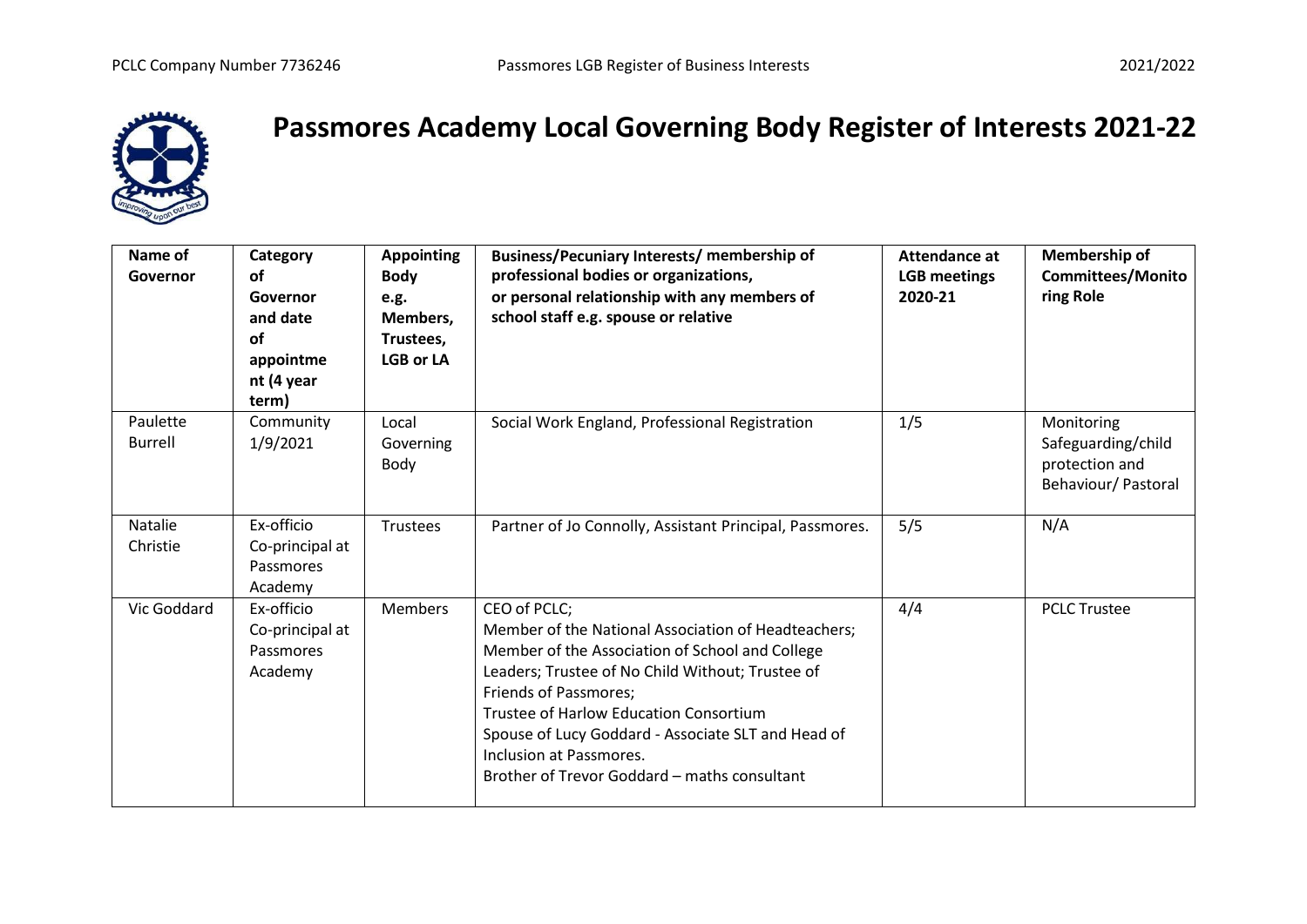# Passmores Academy Local Governing Body Register of Interests 2021-22

| Name of Governor | Category of Governor and date of appointment (4 year term) | Appointing Body e.g. Members, Trustees, LGB or LA | Business/Pecuniary Interests/ membership of professional bodies or organizations, or personal relationship with any members of school staff e.g. spouse or relative | Attendance at LGB meetings 2020-21 | Membership of Committees/Monitoring Role |
|---|---|---|---|---|---|
| Paulette Burrell | Community 1/9/2021 | Local Governing Body | Social Work England, Professional Registration | 1/5 | Monitoring Safeguarding/child protection and Behaviour/ Pastoral |
| Natalie Christie | Ex-officio Co-principal at Passmores Academy | Trustees | Partner of Jo Connolly, Assistant Principal, Passmores. | 5/5 | N/A |
| Vic Goddard | Ex-officio Co-principal at Passmores Academy | Members | CEO of PCLC; Member of the National Association of Headteachers; Member of the Association of School and College Leaders; Trustee of No Child Without; Trustee of Friends of Passmores; Trustee of Harlow Education Consortium Spouse of Lucy Goddard - Associate SLT and Head of Inclusion at Passmores. Brother of Trevor Goddard – maths consultant | 4/4 | PCLC Trustee |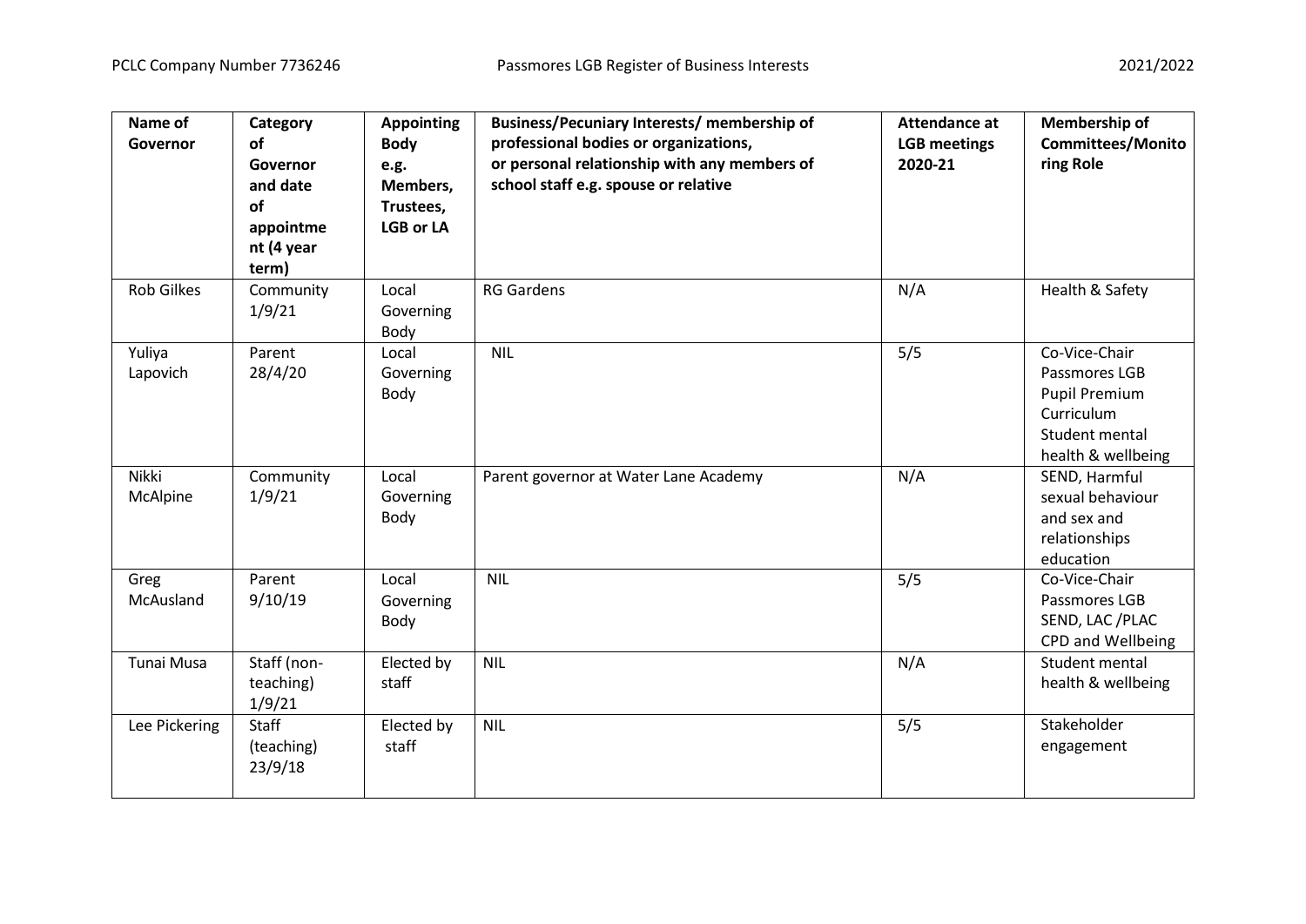| Name of Governor | Category of Governor and date of appointment (4 year term) | Appointing Body e.g. Members, Trustees, LGB or LA | Business/Pecuniary Interests/ membership of professional bodies or organizations, or personal relationship with any members of school staff e.g. spouse or relative | Attendance at LGB meetings 2020-21 | Membership of Committees/Monitoring Role |
|---|---|---|---|---|---|
| Rob Gilkes | Community 1/9/21 | Local Governing Body | RG Gardens | N/A | Health & Safety |
| Yuliya Lapovich | Parent 28/4/20 | Local Governing Body | NIL | 5/5 | Co-Vice-Chair Passmores LGB Pupil Premium Curriculum Student mental health & wellbeing |
| Nikki McAlpine | Community 1/9/21 | Local Governing Body | Parent governor at Water Lane Academy | N/A | SEND, Harmful sexual behaviour and sex and relationships education |
| Greg McAusland | Parent 9/10/19 | Local Governing Body | NIL | 5/5 | Co-Vice-Chair Passmores LGB SEND, LAC /PLAC CPD and Wellbeing |
| Tunai Musa | Staff (non-teaching) 1/9/21 | Elected by staff | NIL | N/A | Student mental health & wellbeing |
| Lee Pickering | Staff (teaching) 23/9/18 | Elected by staff | NIL | 5/5 | Stakeholder engagement |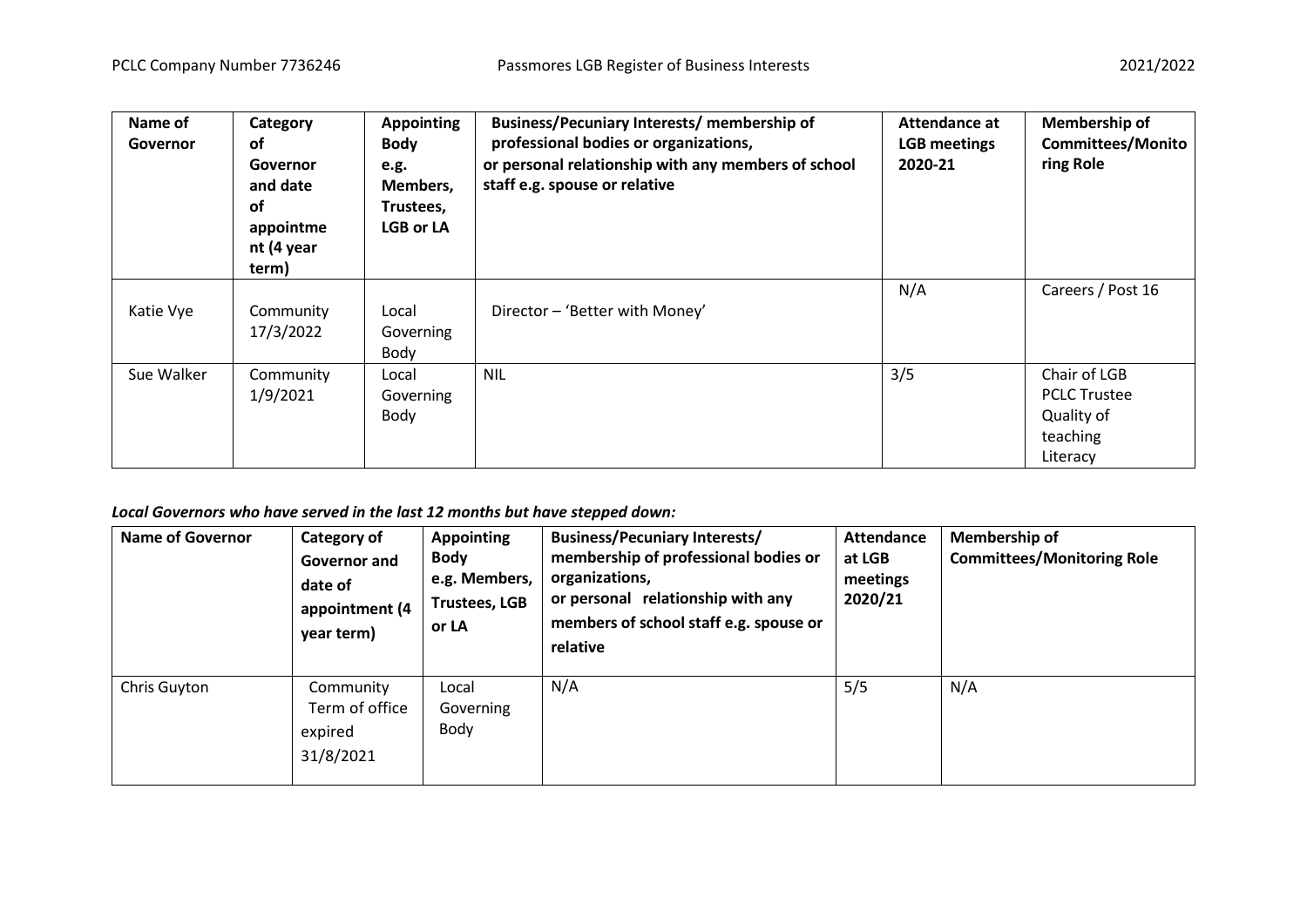| Name of Governor | Category of Governor and date of appointment (4 year term) | Appointing Body e.g. Members, Trustees, LGB or LA | Business/Pecuniary Interests/ membership of professional bodies or organizations, or personal relationship with any members of school staff e.g. spouse or relative | Attendance at LGB meetings 2020-21 | Membership of Committees/Monitoring Role |
|---|---|---|---|---|---|
| Katie Vye | Community 17/3/2022 | Local Governing Body | Director – 'Better with Money' | N/A | Careers / Post 16 |
| Sue Walker | Community 1/9/2021 | Local Governing Body | NIL | 3/5 | Chair of LGB<br>PCLC Trustee<br>Quality of teaching<br>Literacy |

***Local Governors who have served in the last 12 months but have stepped down:***

| Name of Governor | Category of Governor and date of appointment (4 year term) | Appointing Body e.g. Members, Trustees, LGB or LA | Business/Pecuniary Interests/ membership of professional bodies or organizations, or personal relationship with any members of school staff e.g. spouse or relative | Attendance at LGB meetings 2020/21 | Membership of Committees/Monitoring Role |
|---|---|---|---|---|---|
| Chris Guyton | Community Term of office expired 31/8/2021 | Local Governing Body | N/A | 5/5 | N/A |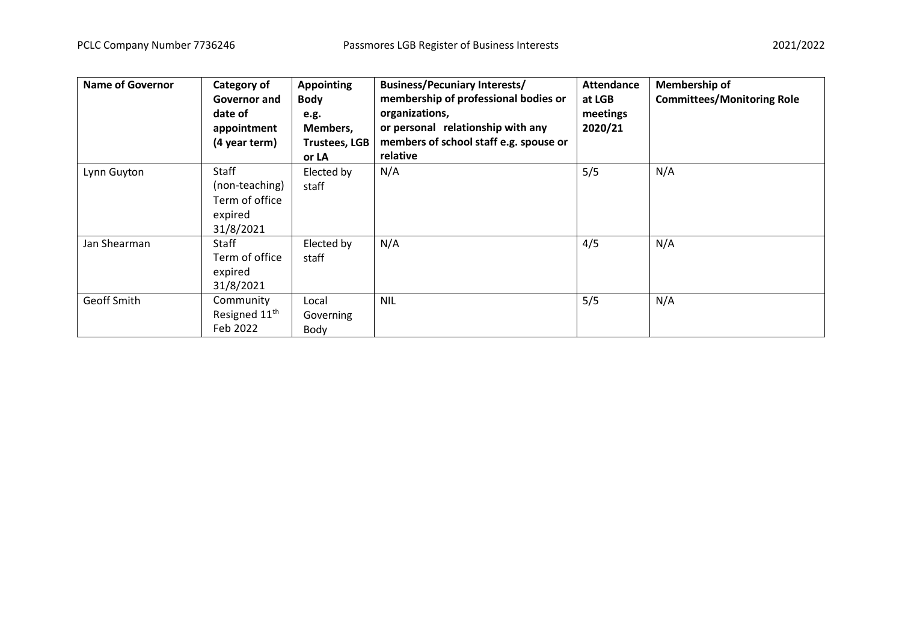| Name of Governor | Category of Governor and date of appointment (4 year term) | Appointing Body e.g. Members, Trustees, LGB or LA | Business/Pecuniary Interests/ membership of professional bodies or organizations, or personal relationship with any members of school staff e.g. spouse or relative | Attendance at LGB meetings 2020/21 | Membership of Committees/Monitoring Role |
|---|---|---|---|---|---|
| Lynn Guyton | Staff (non-teaching) Term of office expired 31/8/2021 | Elected by staff | N/A | 5/5 | N/A |
| Jan Shearman | Staff Term of office expired 31/8/2021 | Elected by staff | N/A | 4/5 | N/A |
| Geoff Smith | Community Resigned 11th Feb 2022 | Local Governing Body | NIL | 5/5 | N/A |